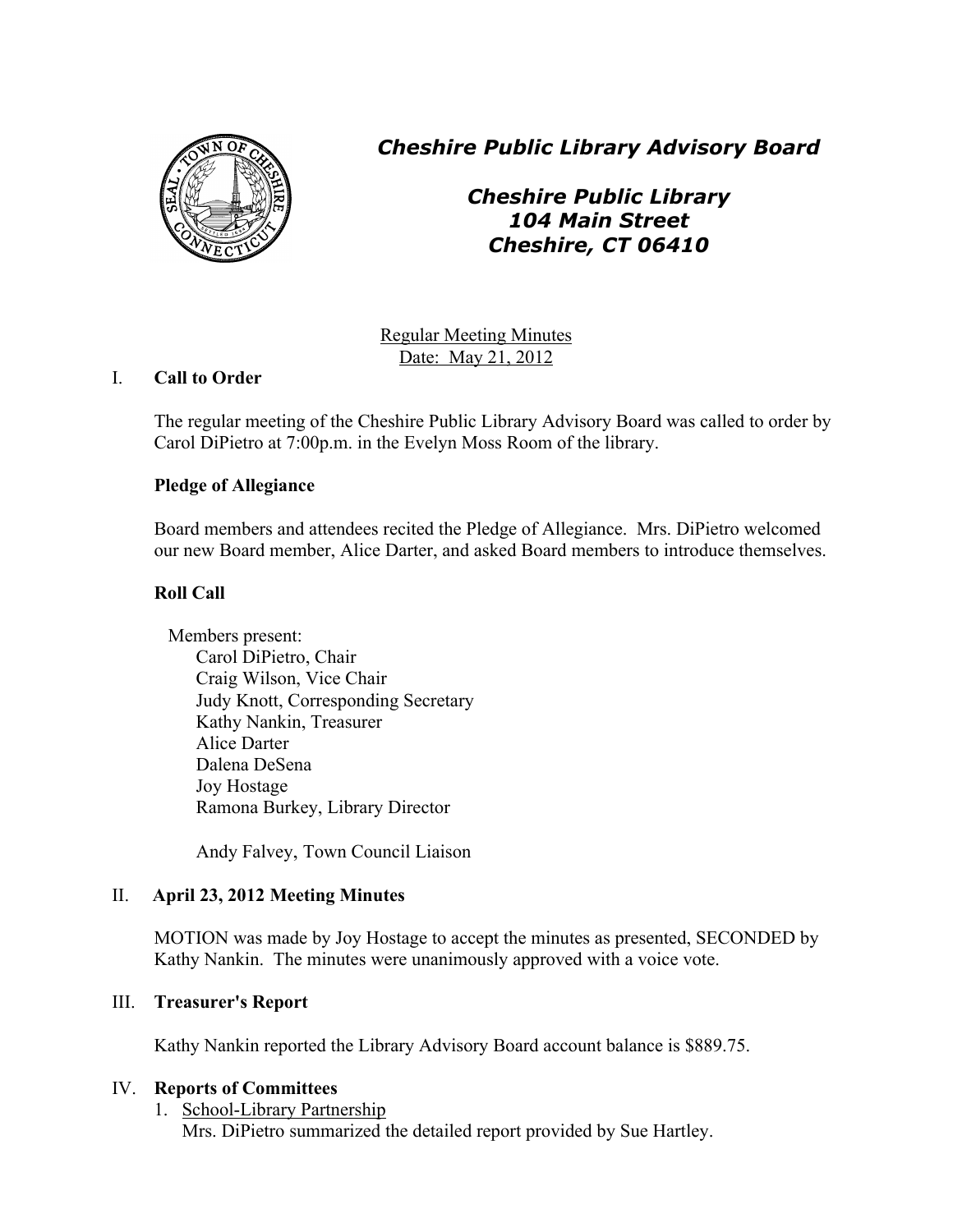# *Cheshire Public Library Advisory Board*

## *Cheshire Public Library*
## *104 Main Street*
## *Cheshire, CT 06410*

Regular Meeting Minutes
Date: May 21, 2012

## I. **Call to Order**

The regular meeting of the Cheshire Public Library Advisory Board was called to order by Carol DiPietro at 7:00p.m. in the Evelyn Moss Room of the library.

**Pledge of Allegiance**

Board members and attendees recited the Pledge of Allegiance. Mrs. DiPietro welcomed our new Board member, Alice Darter, and asked Board members to introduce themselves.

**Roll Call**

Members present:
- Carol DiPietro, Chair
- Craig Wilson, Vice Chair
- Judy Knott, Corresponding Secretary
- Kathy Nankin, Treasurer
- Alice Darter
- Dalena DeSena
- Joy Hostage
- Ramona Burkey, Library Director

Andy Falvey, Town Council Liaison

## II. **April 23, 2012 Meeting Minutes**

MOTION was made by Joy Hostage to accept the minutes as presented, SECONDED by Kathy Nankin. The minutes were unanimously approved with a voice vote.

## III. **Treasurer's Report**

Kathy Nankin reported the Library Advisory Board account balance is $889.75.

## IV. **Reports of Committees**

1. School-Library Partnership
   Mrs. DiPietro summarized the detailed report provided by Sue Hartley.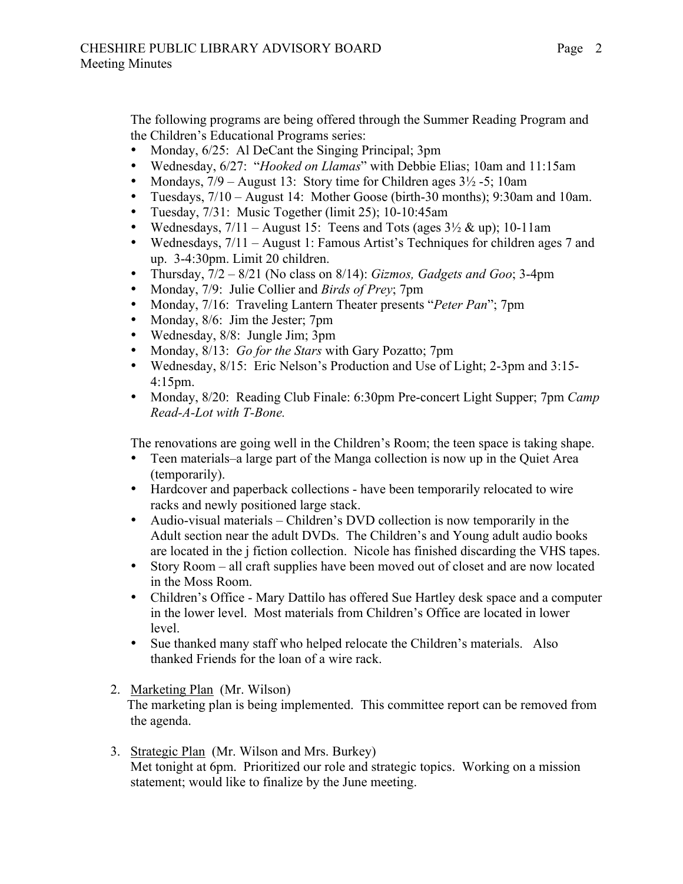The following programs are being offered through the Summer Reading Program and the Children's Educational Programs series:

- Monday, 6/25: Al DeCant the Singing Principal; 3pm
- Wednesday, 6/27: "*Hooked on Llamas*" with Debbie Elias; 10am and 11:15am
- Mondays, 7/9 – August 13: Story time for Children ages 3½ -5; 10am
- Tuesdays, 7/10 – August 14: Mother Goose (birth-30 months); 9:30am and 10am.
- Tuesday, 7/31: Music Together (limit 25); 10-10:45am
- Wednesdays, 7/11 – August 15: Teens and Tots (ages 3½ & up); 10-11am
- Wednesdays, 7/11 – August 1: Famous Artist's Techniques for children ages 7 and up. 3-4:30pm. Limit 20 children.
- Thursday, 7/2 – 8/21 (No class on 8/14): *Gizmos, Gadgets and Goo*; 3-4pm
- Monday, 7/9: Julie Collier and *Birds of Prey*; 7pm
- Monday, 7/16: Traveling Lantern Theater presents "*Peter Pan*"; 7pm
- Monday, 8/6: Jim the Jester; 7pm
- Wednesday, 8/8: Jungle Jim; 3pm
- Monday, 8/13: *Go for the Stars* with Gary Pozatto; 7pm
- Wednesday, 8/15: Eric Nelson's Production and Use of Light; 2-3pm and 3:15-4:15pm.
- Monday, 8/20: Reading Club Finale: 6:30pm Pre-concert Light Supper; 7pm *Camp Read-A-Lot with T-Bone.*

The renovations are going well in the Children's Room; the teen space is taking shape.

- Teen materials–a large part of the Manga collection is now up in the Quiet Area (temporarily).
- Hardcover and paperback collections - have been temporarily relocated to wire racks and newly positioned large stack.
- Audio-visual materials – Children's DVD collection is now temporarily in the Adult section near the adult DVDs. The Children's and Young adult audio books are located in the j fiction collection. Nicole has finished discarding the VHS tapes.
- Story Room – all craft supplies have been moved out of closet and are now located in the Moss Room.
- Children's Office - Mary Dattilo has offered Sue Hartley desk space and a computer in the lower level. Most materials from Children's Office are located in lower level.
- Sue thanked many staff who helped relocate the Children's materials. Also thanked Friends for the loan of a wire rack.

2. Marketing Plan (Mr. Wilson)
   The marketing plan is being implemented. This committee report can be removed from the agenda.

3. Strategic Plan (Mr. Wilson and Mrs. Burkey)
   Met tonight at 6pm. Prioritized our role and strategic topics. Working on a mission statement; would like to finalize by the June meeting.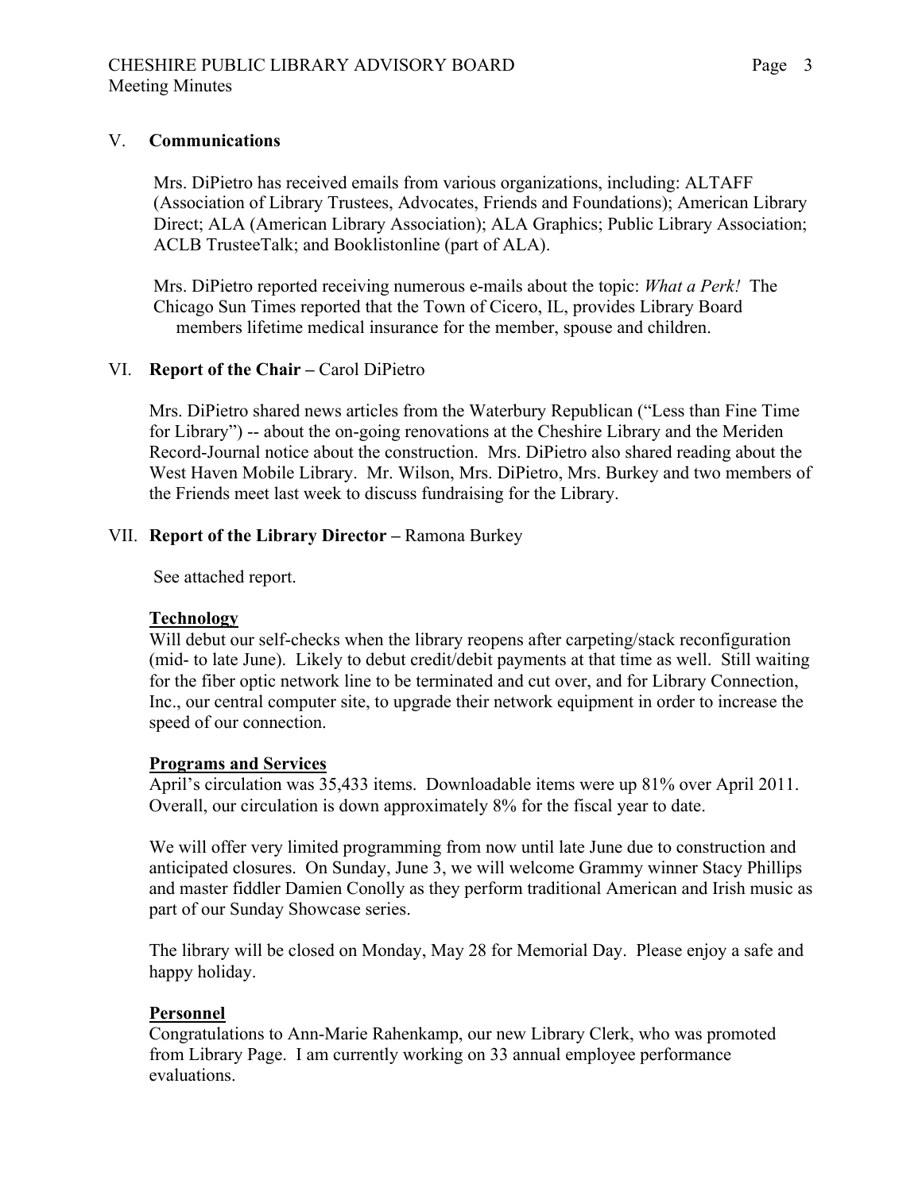## V. **Communications**

Mrs. DiPietro has received emails from various organizations, including: ALTAFF (Association of Library Trustees, Advocates, Friends and Foundations); American Library Direct; ALA (American Library Association); ALA Graphics; Public Library Association; ACLB TrusteeTalk; and Booklistonline (part of ALA).

Mrs. DiPietro reported receiving numerous e-mails about the topic: *What a Perk!* The Chicago Sun Times reported that the Town of Cicero, IL, provides Library Board members lifetime medical insurance for the member, spouse and children.

## VI. **Report of the Chair –** Carol DiPietro

Mrs. DiPietro shared news articles from the Waterbury Republican ("Less than Fine Time for Library") -- about the on-going renovations at the Cheshire Library and the Meriden Record-Journal notice about the construction. Mrs. DiPietro also shared reading about the West Haven Mobile Library. Mr. Wilson, Mrs. DiPietro, Mrs. Burkey and two members of the Friends meet last week to discuss fundraising for the Library.

## VII. **Report of the Library Director –** Ramona Burkey

See attached report.

### Technology

Will debut our self-checks when the library reopens after carpeting/stack reconfiguration (mid- to late June). Likely to debut credit/debit payments at that time as well. Still waiting for the fiber optic network line to be terminated and cut over, and for Library Connection, Inc., our central computer site, to upgrade their network equipment in order to increase the speed of our connection.

### Programs and Services

April's circulation was 35,433 items. Downloadable items were up 81% over April 2011. Overall, our circulation is down approximately 8% for the fiscal year to date.

We will offer very limited programming from now until late June due to construction and anticipated closures. On Sunday, June 3, we will welcome Grammy winner Stacy Phillips and master fiddler Damien Conolly as they perform traditional American and Irish music as part of our Sunday Showcase series.

The library will be closed on Monday, May 28 for Memorial Day. Please enjoy a safe and happy holiday.

### Personnel

Congratulations to Ann-Marie Rahenkamp, our new Library Clerk, who was promoted from Library Page. I am currently working on 33 annual employee performance evaluations.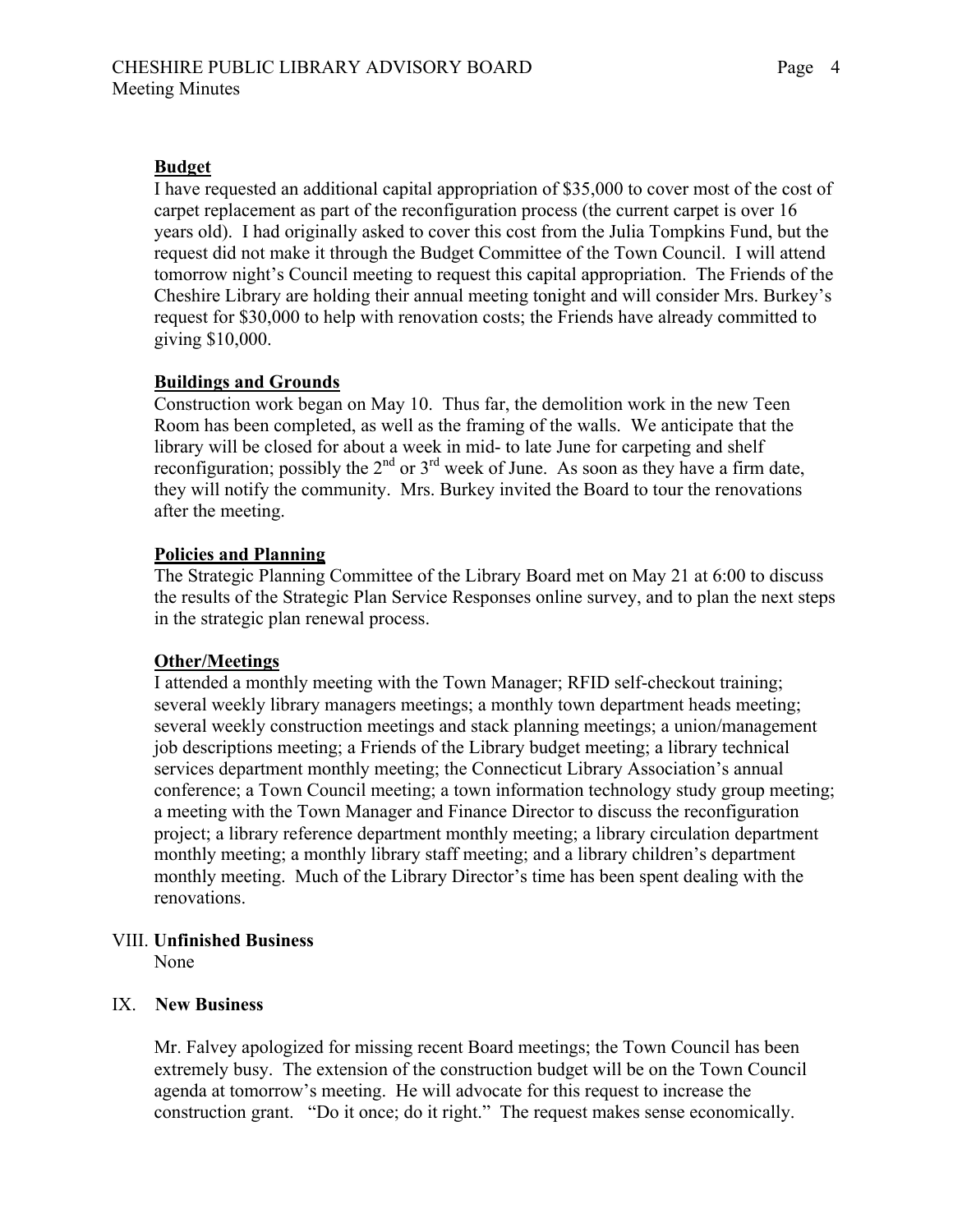**Budget**

I have requested an additional capital appropriation of $35,000 to cover most of the cost of carpet replacement as part of the reconfiguration process (the current carpet is over 16 years old). I had originally asked to cover this cost from the Julia Tompkins Fund, but the request did not make it through the Budget Committee of the Town Council. I will attend tomorrow night's Council meeting to request this capital appropriation. The Friends of the Cheshire Library are holding their annual meeting tonight and will consider Mrs. Burkey's request for $30,000 to help with renovation costs; the Friends have already committed to giving $10,000.

**Buildings and Grounds**

Construction work began on May 10. Thus far, the demolition work in the new Teen Room has been completed, as well as the framing of the walls. We anticipate that the library will be closed for about a week in mid- to late June for carpeting and shelf reconfiguration; possibly the 2nd or 3rd week of June. As soon as they have a firm date, they will notify the community. Mrs. Burkey invited the Board to tour the renovations after the meeting.

**Policies and Planning**

The Strategic Planning Committee of the Library Board met on May 21 at 6:00 to discuss the results of the Strategic Plan Service Responses online survey, and to plan the next steps in the strategic plan renewal process.

**Other/Meetings**

I attended a monthly meeting with the Town Manager; RFID self-checkout training; several weekly library managers meetings; a monthly town department heads meeting; several weekly construction meetings and stack planning meetings; a union/management job descriptions meeting; a Friends of the Library budget meeting; a library technical services department monthly meeting; the Connecticut Library Association's annual conference; a Town Council meeting; a town information technology study group meeting; a meeting with the Town Manager and Finance Director to discuss the reconfiguration project; a library reference department monthly meeting; a library circulation department monthly meeting; a monthly library staff meeting; and a library children's department monthly meeting. Much of the Library Director's time has been spent dealing with the renovations.

VIII. **Unfinished Business**

None

IX. **New Business**

Mr. Falvey apologized for missing recent Board meetings; the Town Council has been extremely busy. The extension of the construction budget will be on the Town Council agenda at tomorrow's meeting. He will advocate for this request to increase the construction grant. "Do it once; do it right." The request makes sense economically.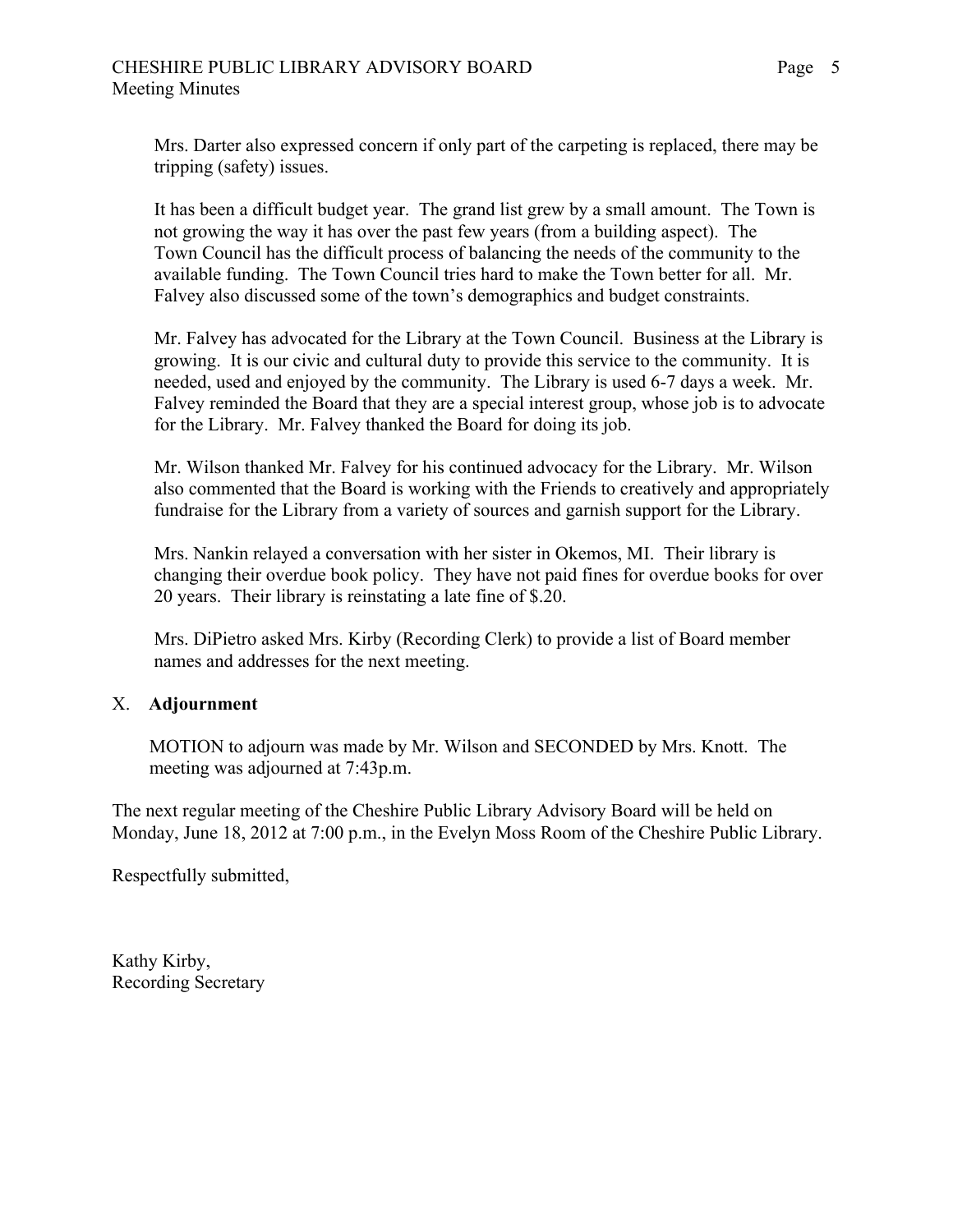Mrs. Darter also expressed concern if only part of the carpeting is replaced, there may be tripping (safety) issues.

It has been a difficult budget year. The grand list grew by a small amount. The Town is not growing the way it has over the past few years (from a building aspect). The Town Council has the difficult process of balancing the needs of the community to the available funding. The Town Council tries hard to make the Town better for all. Mr. Falvey also discussed some of the town's demographics and budget constraints.

Mr. Falvey has advocated for the Library at the Town Council. Business at the Library is growing. It is our civic and cultural duty to provide this service to the community. It is needed, used and enjoyed by the community. The Library is used 6-7 days a week. Mr. Falvey reminded the Board that they are a special interest group, whose job is to advocate for the Library. Mr. Falvey thanked the Board for doing its job.

Mr. Wilson thanked Mr. Falvey for his continued advocacy for the Library. Mr. Wilson also commented that the Board is working with the Friends to creatively and appropriately fundraise for the Library from a variety of sources and garnish support for the Library.

Mrs. Nankin relayed a conversation with her sister in Okemos, MI. Their library is changing their overdue book policy. They have not paid fines for overdue books for over 20 years. Their library is reinstating a late fine of $.20.

Mrs. DiPietro asked Mrs. Kirby (Recording Clerk) to provide a list of Board member names and addresses for the next meeting.

## X. Adjournment

MOTION to adjourn was made by Mr. Wilson and SECONDED by Mrs. Knott. The meeting was adjourned at 7:43p.m.

The next regular meeting of the Cheshire Public Library Advisory Board will be held on Monday, June 18, 2012 at 7:00 p.m., in the Evelyn Moss Room of the Cheshire Public Library.

Respectfully submitted,

Kathy Kirby,
Recording Secretary